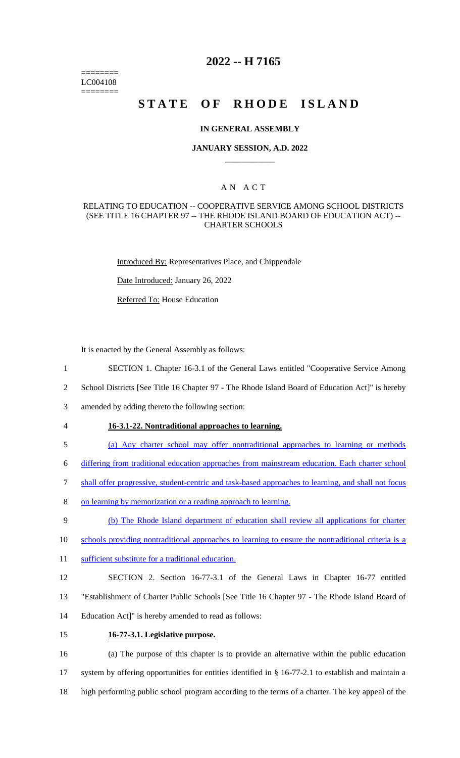========
LC004108
========

# 2022 -- H 7165

# STATE OF RHODE ISLAND

## IN GENERAL ASSEMBLY

### JANUARY SESSION, A.D. 2022

## A N A C T

RELATING TO EDUCATION -- COOPERATIVE SERVICE AMONG SCHOOL DISTRICTS (SEE TITLE 16 CHAPTER 97 -- THE RHODE ISLAND BOARD OF EDUCATION ACT) -- CHARTER SCHOOLS

Introduced By: Representatives Place, and Chippendale

Date Introduced: January 26, 2022

Referred To: House Education

It is enacted by the General Assembly as follows:

1 SECTION 1. Chapter 16-3.1 of the General Laws entitled "Cooperative Service Among
2 School Districts [See Title 16 Chapter 97 - The Rhode Island Board of Education Act]" is hereby
3 amended by adding thereto the following section:

4 **16-3.1-22. Nontraditional approaches to learning.**

5 (a) Any charter school may offer nontraditional approaches to learning or methods
6 differing from traditional education approaches from mainstream education. Each charter school
7 shall offer progressive, student-centric and task-based approaches to learning, and shall not focus
8 on learning by memorization or a reading approach to learning.

9 (b) The Rhode Island department of education shall review all applications for charter
10 schools providing nontraditional approaches to learning to ensure the nontraditional criteria is a
11 sufficient substitute for a traditional education.

12 SECTION 2. Section 16-77-3.1 of the General Laws in Chapter 16-77 entitled
13 "Establishment of Charter Public Schools [See Title 16 Chapter 97 - The Rhode Island Board of
14 Education Act]" is hereby amended to read as follows:

15 **16-77-3.1. Legislative purpose.**

16 (a) The purpose of this chapter is to provide an alternative within the public education
17 system by offering opportunities for entities identified in § 16-77-2.1 to establish and maintain a
18 high performing public school program according to the terms of a charter. The key appeal of the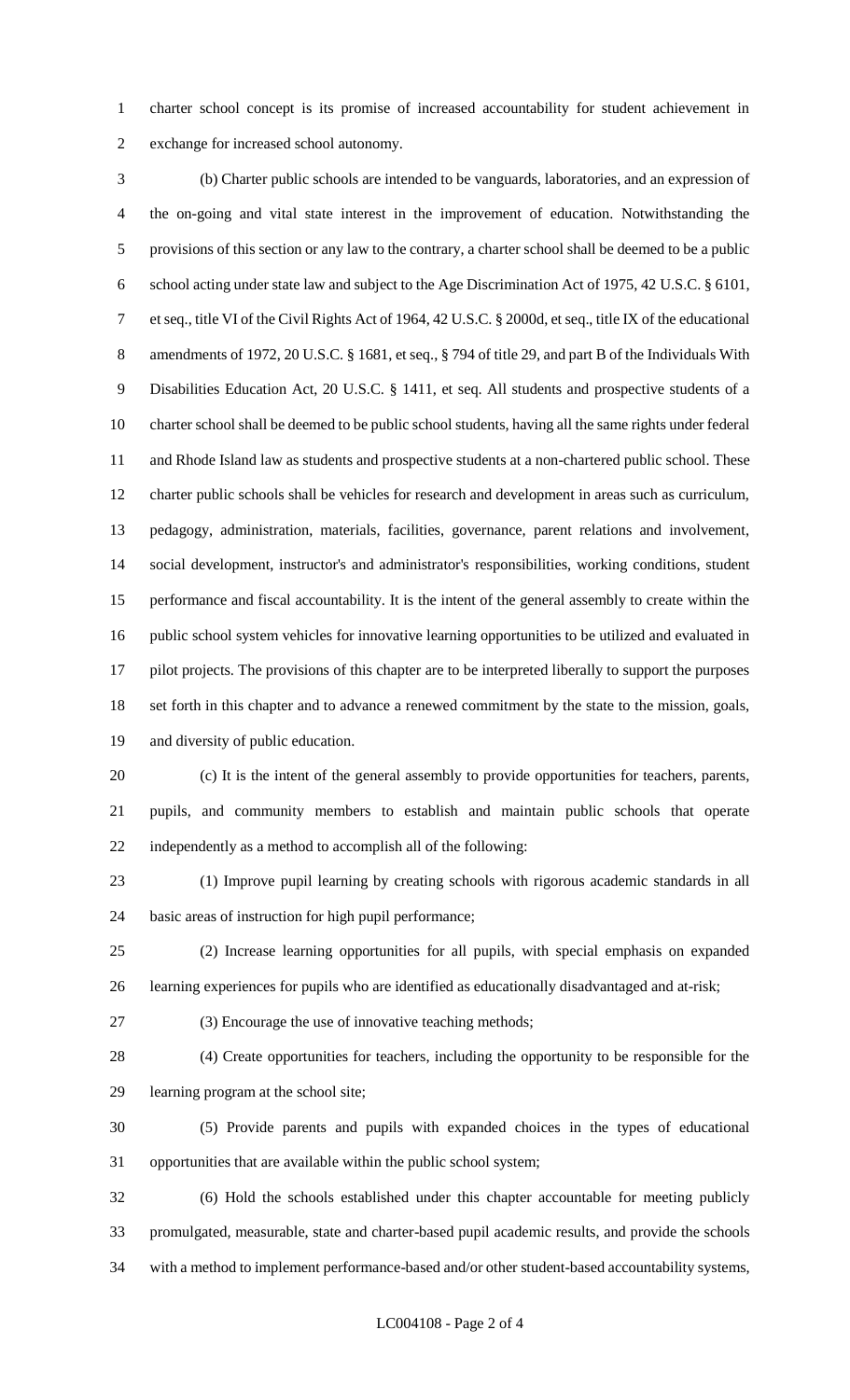charter school concept is its promise of increased accountability for student achievement in exchange for increased school autonomy.

(b) Charter public schools are intended to be vanguards, laboratories, and an expression of the on-going and vital state interest in the improvement of education. Notwithstanding the provisions of this section or any law to the contrary, a charter school shall be deemed to be a public school acting under state law and subject to the Age Discrimination Act of 1975, 42 U.S.C. § 6101, et seq., title VI of the Civil Rights Act of 1964, 42 U.S.C. § 2000d, et seq., title IX of the educational amendments of 1972, 20 U.S.C. § 1681, et seq., § 794 of title 29, and part B of the Individuals With Disabilities Education Act, 20 U.S.C. § 1411, et seq. All students and prospective students of a charter school shall be deemed to be public school students, having all the same rights under federal and Rhode Island law as students and prospective students at a non-chartered public school. These charter public schools shall be vehicles for research and development in areas such as curriculum, pedagogy, administration, materials, facilities, governance, parent relations and involvement, social development, instructor's and administrator's responsibilities, working conditions, student performance and fiscal accountability. It is the intent of the general assembly to create within the public school system vehicles for innovative learning opportunities to be utilized and evaluated in pilot projects. The provisions of this chapter are to be interpreted liberally to support the purposes set forth in this chapter and to advance a renewed commitment by the state to the mission, goals, and diversity of public education.

(c) It is the intent of the general assembly to provide opportunities for teachers, parents, pupils, and community members to establish and maintain public schools that operate independently as a method to accomplish all of the following:

(1) Improve pupil learning by creating schools with rigorous academic standards in all basic areas of instruction for high pupil performance;

(2) Increase learning opportunities for all pupils, with special emphasis on expanded learning experiences for pupils who are identified as educationally disadvantaged and at-risk;

(3) Encourage the use of innovative teaching methods;

(4) Create opportunities for teachers, including the opportunity to be responsible for the learning program at the school site;

(5) Provide parents and pupils with expanded choices in the types of educational opportunities that are available within the public school system;

(6) Hold the schools established under this chapter accountable for meeting publicly promulgated, measurable, state and charter-based pupil academic results, and provide the schools with a method to implement performance-based and/or other student-based accountability systems,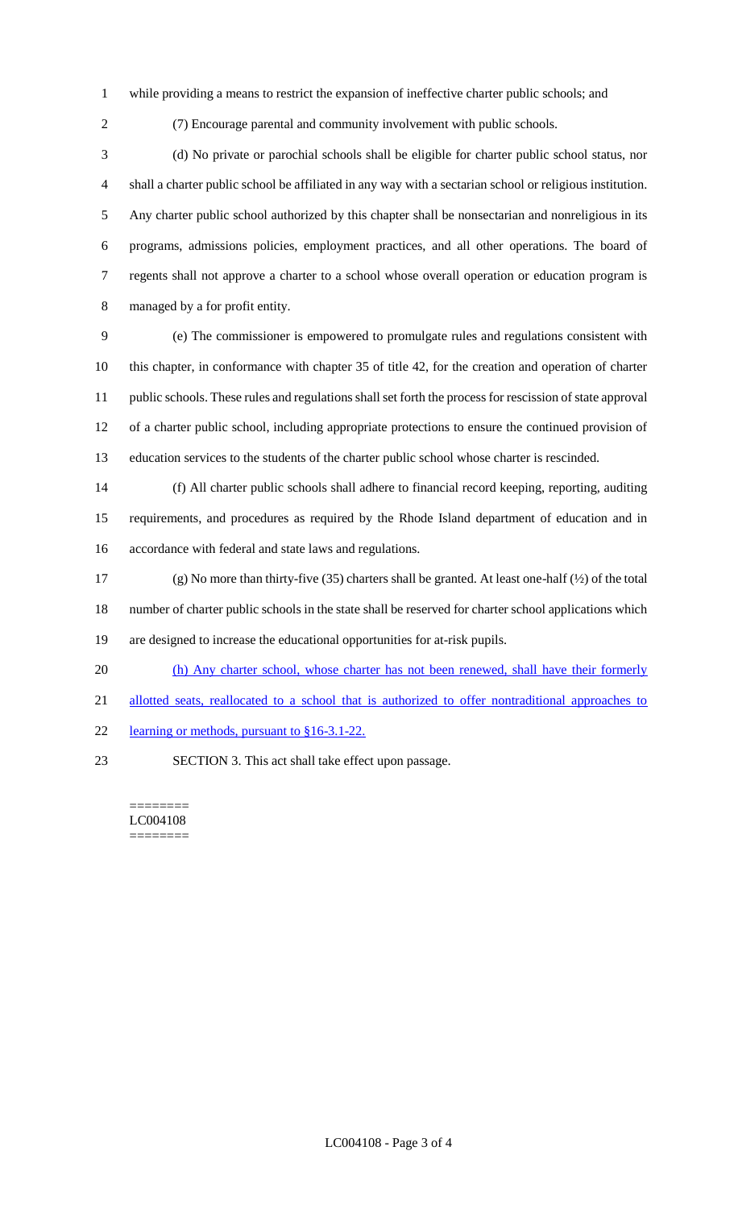while providing a means to restrict the expansion of ineffective charter public schools; and

(7) Encourage parental and community involvement with public schools.

(d) No private or parochial schools shall be eligible for charter public school status, nor shall a charter public school be affiliated in any way with a sectarian school or religious institution. Any charter public school authorized by this chapter shall be nonsectarian and nonreligious in its programs, admissions policies, employment practices, and all other operations. The board of regents shall not approve a charter to a school whose overall operation or education program is managed by a for profit entity.

(e) The commissioner is empowered to promulgate rules and regulations consistent with this chapter, in conformance with chapter 35 of title 42, for the creation and operation of charter public schools. These rules and regulations shall set forth the process for rescission of state approval of a charter public school, including appropriate protections to ensure the continued provision of education services to the students of the charter public school whose charter is rescinded.

(f) All charter public schools shall adhere to financial record keeping, reporting, auditing requirements, and procedures as required by the Rhode Island department of education and in accordance with federal and state laws and regulations.

(g) No more than thirty-five (35) charters shall be granted. At least one-half (½) of the total number of charter public schools in the state shall be reserved for charter school applications which are designed to increase the educational opportunities for at-risk pupils.

<u>(h) Any charter school, whose charter has not been renewed, shall have their formerly allotted seats, reallocated to a school that is authorized to offer nontraditional approaches to learning or methods, pursuant to §16-3.1-22.</u>

SECTION 3. This act shall take effect upon passage.

========
LC004108
========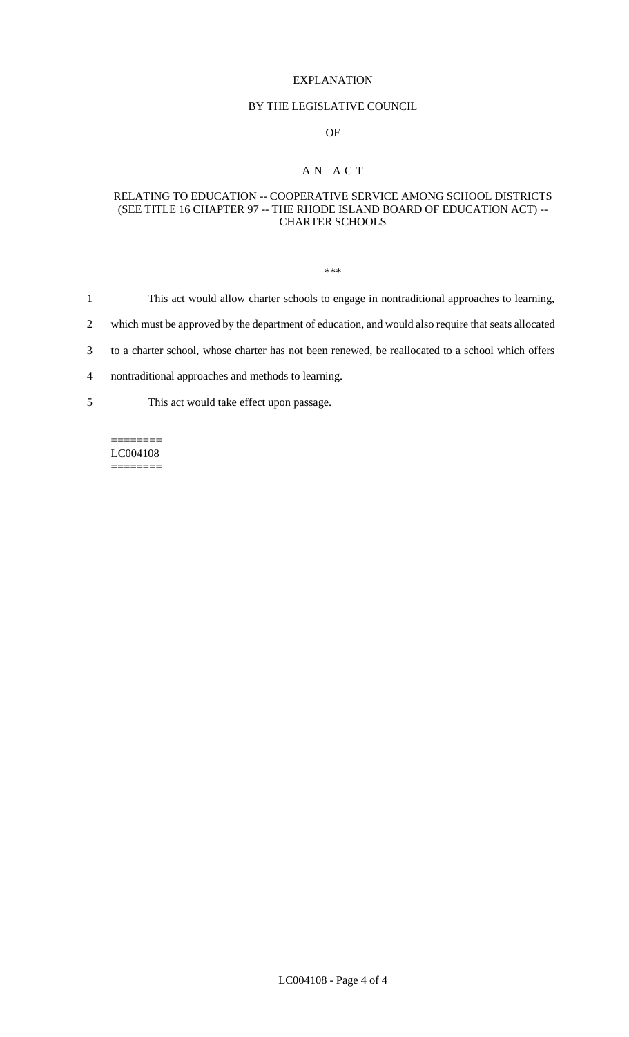EXPLANATION

BY THE LEGISLATIVE COUNCIL

OF

A N A C T

RELATING TO EDUCATION -- COOPERATIVE SERVICE AMONG SCHOOL DISTRICTS (SEE TITLE 16 CHAPTER 97 -- THE RHODE ISLAND BOARD OF EDUCATION ACT) -- CHARTER SCHOOLS

***

1 This act would allow charter schools to engage in nontraditional approaches to learning,
2 which must be approved by the department of education, and would also require that seats allocated
3 to a charter school, whose charter has not been renewed, be reallocated to a school which offers
4 nontraditional approaches and methods to learning.
5 This act would take effect upon passage.

========
LC004108
========